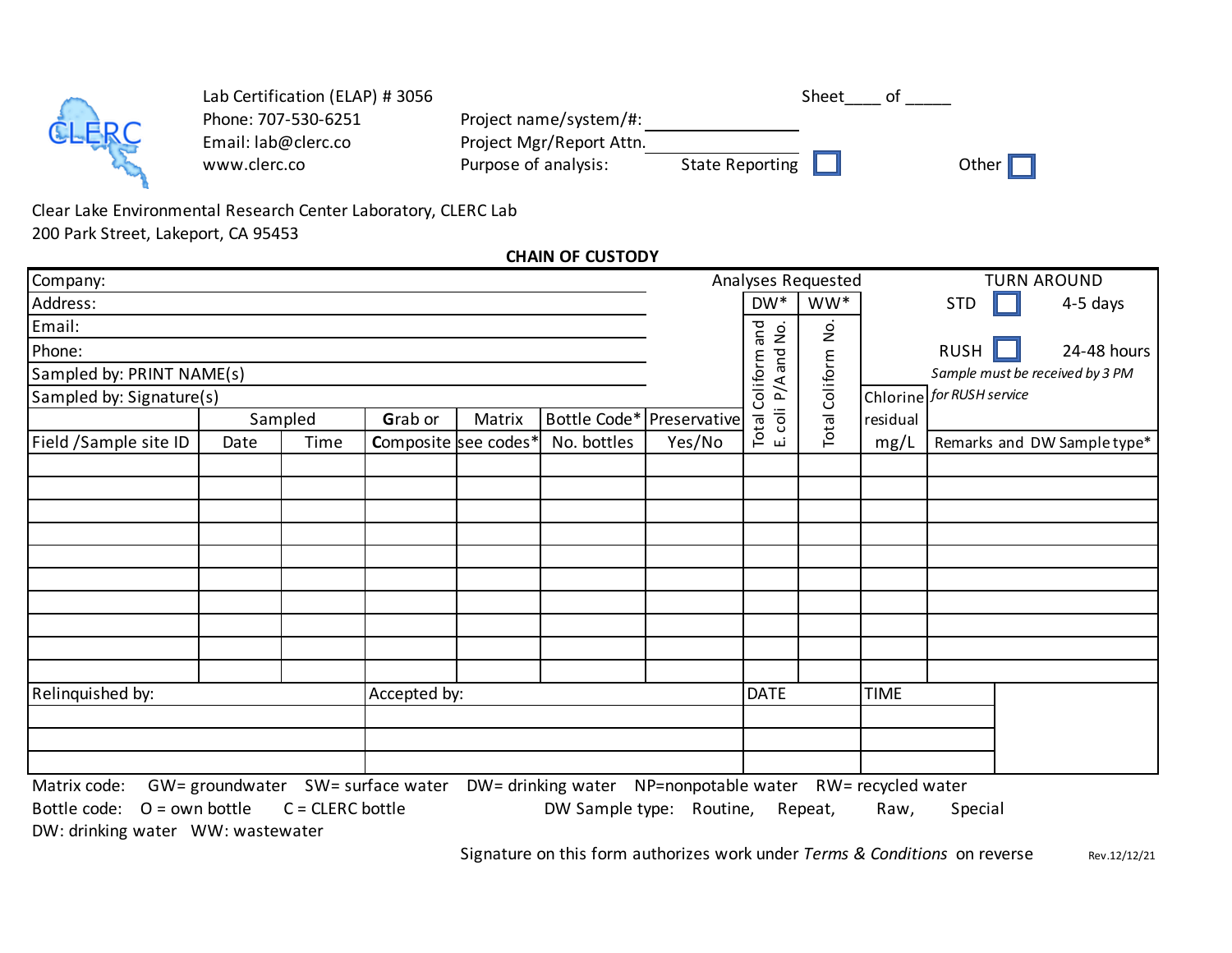CLERC

Lab Certification (ELAP) # 3056
Phone: 707-530-6251
Email: lab@clerc.co
www.clerc.co

Sheet____ of _____

Project name/system/#: ____________
Project Mgr/Report Attn. ____________
Purpose of analysis: State Reporting ☐ Other ☐

Clear Lake Environmental Research Center Laboratory, CLERC Lab
200 Park Street, Lakeport, CA 95453

**CHAIN OF CUSTODY**

| Company: | | | | | | | Analyses Requested | | | TURN AROUND |
|---|---|---|---|---|---|---|---|---|---|---|
| Address: | | | | | | | DW* | WW* | | STD ☐ 4-5 days |
| Email: | | | | | | | | | | |
| Phone: | | | | | | | | | | RUSH ☐ 24-48 hours |
| Sampled by: PRINT NAME(s) | | | | | | | | | | *Sample must be received by 3 PM* |
| Sampled by: Signature(s) | | | | | | | | | Chlorine | *for RUSH service* |
| | Sampled | | Grab or | Matrix | Bottle Code* | Preservative | Total Coliform and | Total Coliform No. | residual | |
| Field /Sample site ID | Date | Time | Composite | see codes* | No. bottles | Yes/No | E. coli P/A and No. | | mg/L | Remarks and DW Sample type* |
| | | | | | | | | | | |
| | | | | | | | | | | |
| | | | | | | | | | | |
| | | | | | | | | | | |
| | | | | | | | | | | |
| | | | | | | | | | | |
| | | | | | | | | | | |
| | | | | | | | | | | |
| | | | | | | | | | | |
| | | | | | | | | | | |

| Relinquished by: | Accepted by: | DATE | TIME |
|---|---|---|---|
| | | | |
| | | | |
| | | | |

Matrix code: GW= groundwater SW= surface water DW= drinking water NP=nonpotable water RW= recycled water
Bottle code: O = own bottle C = CLERC bottle DW Sample type: Routine, Repeat, Raw, Special
DW: drinking water WW: wastewater

Signature on this form authorizes work under *Terms & Conditions* on reverse

Rev.12/12/21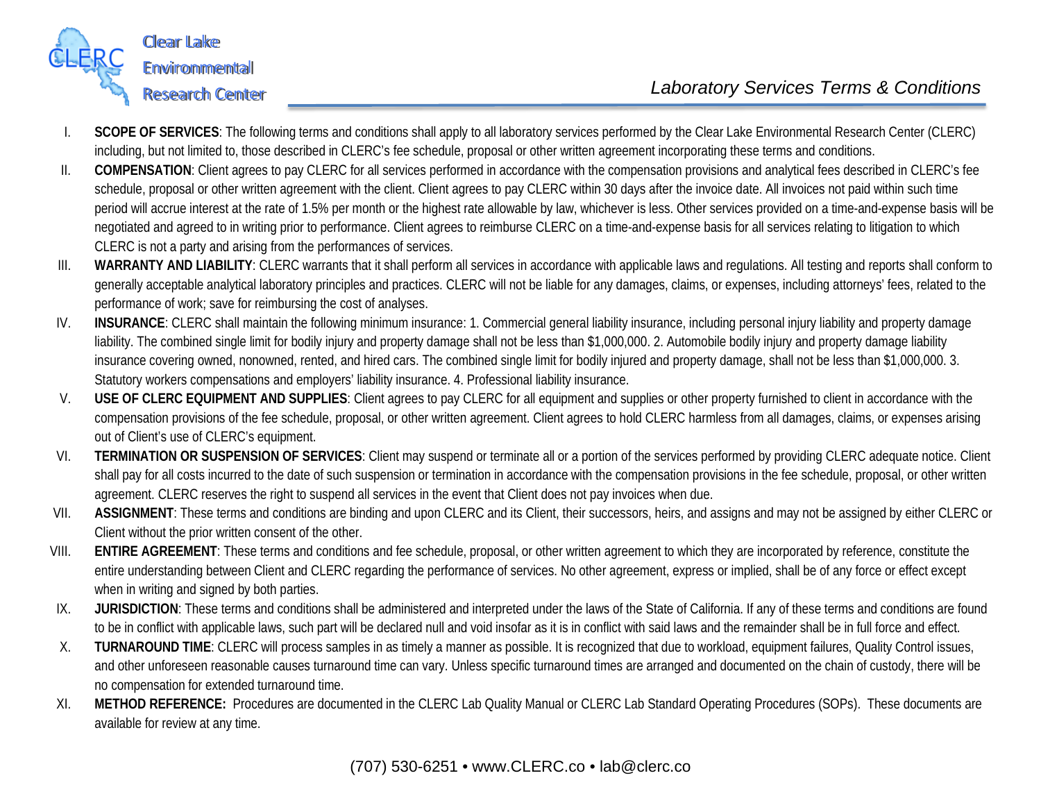Clear Lake Environmental Research Center

## Laboratory Services Terms & Conditions

I. **SCOPE OF SERVICES**: The following terms and conditions shall apply to all laboratory services performed by the Clear Lake Environmental Research Center (CLERC) including, but not limited to, those described in CLERC's fee schedule, proposal or other written agreement incorporating these terms and conditions.

II. **COMPENSATION**: Client agrees to pay CLERC for all services performed in accordance with the compensation provisions and analytical fees described in CLERC's fee schedule, proposal or other written agreement with the client. Client agrees to pay CLERC within 30 days after the invoice date. All invoices not paid within such time period will accrue interest at the rate of 1.5% per month or the highest rate allowable by law, whichever is less. Other services provided on a time-and-expense basis will be negotiated and agreed to in writing prior to performance. Client agrees to reimburse CLERC on a time-and-expense basis for all services relating to litigation to which CLERC is not a party and arising from the performances of services.

III. **WARRANTY AND LIABILITY**: CLERC warrants that it shall perform all services in accordance with applicable laws and regulations. All testing and reports shall conform to generally acceptable analytical laboratory principles and practices. CLERC will not be liable for any damages, claims, or expenses, including attorneys' fees, related to the performance of work; save for reimbursing the cost of analyses.

IV. **INSURANCE**: CLERC shall maintain the following minimum insurance: 1. Commercial general liability insurance, including personal injury liability and property damage liability. The combined single limit for bodily injury and property damage shall not be less than $1,000,000. 2. Automobile bodily injury and property damage liability insurance covering owned, nonowned, rented, and hired cars. The combined single limit for bodily injured and property damage, shall not be less than $1,000,000. 3. Statutory workers compensations and employers' liability insurance. 4. Professional liability insurance.

V. **USE OF CLERC EQUIPMENT AND SUPPLIES**: Client agrees to pay CLERC for all equipment and supplies or other property furnished to client in accordance with the compensation provisions of the fee schedule, proposal, or other written agreement. Client agrees to hold CLERC harmless from all damages, claims, or expenses arising out of Client's use of CLERC's equipment.

VI. **TERMINATION OR SUSPENSION OF SERVICES**: Client may suspend or terminate all or a portion of the services performed by providing CLERC adequate notice. Client shall pay for all costs incurred to the date of such suspension or termination in accordance with the compensation provisions in the fee schedule, proposal, or other written agreement. CLERC reserves the right to suspend all services in the event that Client does not pay invoices when due.

VII. **ASSIGNMENT**: These terms and conditions are binding and upon CLERC and its Client, their successors, heirs, and assigns and may not be assigned by either CLERC or Client without the prior written consent of the other.

VIII. **ENTIRE AGREEMENT**: These terms and conditions and fee schedule, proposal, or other written agreement to which they are incorporated by reference, constitute the entire understanding between Client and CLERC regarding the performance of services. No other agreement, express or implied, shall be of any force or effect except when in writing and signed by both parties.

IX. **JURISDICTION**: These terms and conditions shall be administered and interpreted under the laws of the State of California. If any of these terms and conditions are found to be in conflict with applicable laws, such part will be declared null and void insofar as it is in conflict with said laws and the remainder shall be in full force and effect.

X. **TURNAROUND TIME**: CLERC will process samples in as timely a manner as possible. It is recognized that due to workload, equipment failures, Quality Control issues, and other unforeseen reasonable causes turnaround time can vary. Unless specific turnaround times are arranged and documented on the chain of custody, there will be no compensation for extended turnaround time.

XI. **METHOD REFERENCE:** Procedures are documented in the CLERC Lab Quality Manual or CLERC Lab Standard Operating Procedures (SOPs). These documents are available for review at any time.

(707) 530-6251 • www.CLERC.co • lab@clerc.co